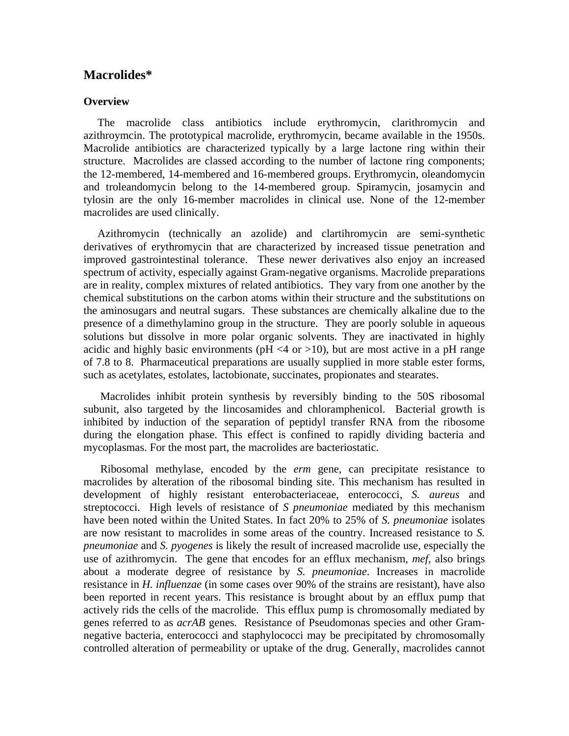# Macrolides*

## Overview

The macrolide class antibiotics include erythromycin, clarithromycin and azithroymcin. The prototypical macrolide, erythromycin, became available in the 1950s. Macrolide antibiotics are characterized typically by a large lactone ring within their structure. Macrolides are classed according to the number of lactone ring components; the 12-membered, 14-membered and 16-membered groups. Erythromycin, oleandomycin and troleandomycin belong to the 14-membered group. Spiramycin, josamycin and tylosin are the only 16-member macrolides in clinical use. None of the 12-member macrolides are used clinically.

Azithromycin (technically an azolide) and clartihromycin are semi-synthetic derivatives of erythromycin that are characterized by increased tissue penetration and improved gastrointestinal tolerance. These newer derivatives also enjoy an increased spectrum of activity, especially against Gram-negative organisms. Macrolide preparations are in reality, complex mixtures of related antibiotics. They vary from one another by the chemical substitutions on the carbon atoms within their structure and the substitutions on the aminosugars and neutral sugars. These substances are chemically alkaline due to the presence of a dimethylamino group in the structure. They are poorly soluble in aqueous solutions but dissolve in more polar organic solvents. They are inactivated in highly acidic and highly basic environments (pH <4 or >10), but are most active in a pH range of 7.8 to 8. Pharmaceutical preparations are usually supplied in more stable ester forms, such as acetylates, estolates, lactobionate, succinates, propionates and stearates.

Macrolides inhibit protein synthesis by reversibly binding to the 50S ribosomal subunit, also targeted by the lincosamides and chloramphenicol. Bacterial growth is inhibited by induction of the separation of peptidyl transfer RNA from the ribosome during the elongation phase. This effect is confined to rapidly dividing bacteria and mycoplasmas. For the most part, the macrolides are bacteriostatic.

Ribosomal methylase, encoded by the *erm* gene, can precipitate resistance to macrolides by alteration of the ribosomal binding site. This mechanism has resulted in development of highly resistant enterobacteriaceae, enterococci, *S. aureus* and streptococci. High levels of resistance of *S pneumoniae* mediated by this mechanism have been noted within the United States. In fact 20% to 25% of *S. pneumoniae* isolates are now resistant to macrolides in some areas of the country. Increased resistance to *S. pneumoniae* and *S. pyogenes* is likely the result of increased macrolide use, especially the use of azithromycin. The gene that encodes for an efflux mechanism, *mef*, also brings about a moderate degree of resistance by *S. pneumoniae*. Increases in macrolide resistance in *H. influenzae* (in some cases over 90% of the strains are resistant), have also been reported in recent years. This resistance is brought about by an efflux pump that actively rids the cells of the macrolide. This efflux pump is chromosomally mediated by genes referred to as *acrAB* genes. Resistance of Pseudomonas species and other Gram-negative bacteria, enterococci and staphylococci may be precipitated by chromosomally controlled alteration of permeability or uptake of the drug. Generally, macrolides cannot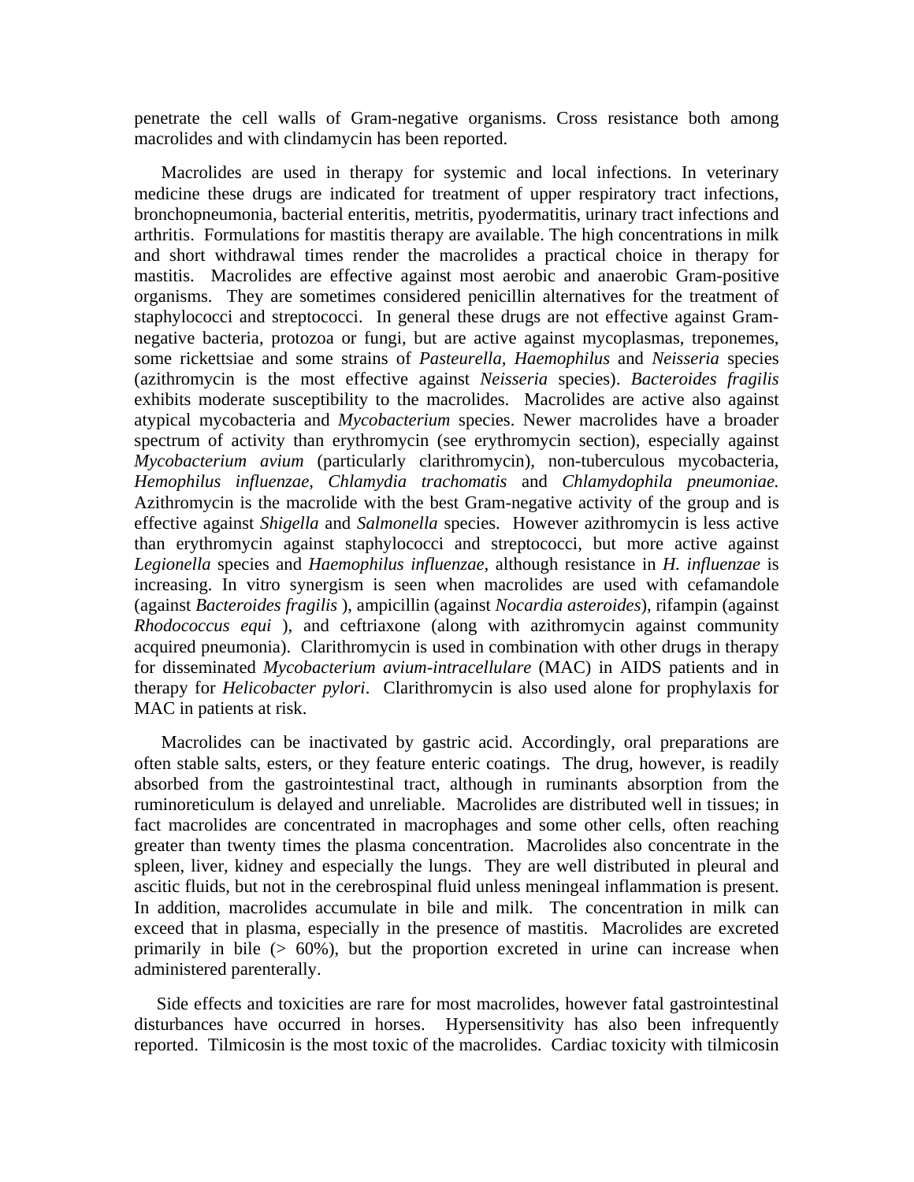penetrate the cell walls of Gram-negative organisms. Cross resistance both among macrolides and with clindamycin has been reported.

Macrolides are used in therapy for systemic and local infections. In veterinary medicine these drugs are indicated for treatment of upper respiratory tract infections, bronchopneumonia, bacterial enteritis, metritis, pyodermatitis, urinary tract infections and arthritis. Formulations for mastitis therapy are available. The high concentrations in milk and short withdrawal times render the macrolides a practical choice in therapy for mastitis. Macrolides are effective against most aerobic and anaerobic Gram-positive organisms. They are sometimes considered penicillin alternatives for the treatment of staphylococci and streptococci. In general these drugs are not effective against Gram-negative bacteria, protozoa or fungi, but are active against mycoplasmas, treponemes, some rickettsiae and some strains of *Pasteurella, Haemophilus* and *Neisseria* species (azithromycin is the most effective against *Neisseria* species). *Bacteroides fragilis* exhibits moderate susceptibility to the macrolides. Macrolides are active also against atypical mycobacteria and *Mycobacterium* species. Newer macrolides have a broader spectrum of activity than erythromycin (see erythromycin section), especially against *Mycobacterium avium* (particularly clarithromycin), non-tuberculous mycobacteria, *Hemophilus influenzae, Chlamydia trachomatis* and *Chlamydophila pneumoniae.* Azithromycin is the macrolide with the best Gram-negative activity of the group and is effective against *Shigella* and *Salmonella* species. However azithromycin is less active than erythromycin against staphylococci and streptococci, but more active against *Legionella* species and *Haemophilus influenzae*, although resistance in *H. influenzae* is increasing. In vitro synergism is seen when macrolides are used with cefamandole (against *Bacteroides fragilis* ), ampicillin (against *Nocardia asteroides*), rifampin (against *Rhodococcus equi* ), and ceftriaxone (along with azithromycin against community acquired pneumonia). Clarithromycin is used in combination with other drugs in therapy for disseminated *Mycobacterium avium-intracellulare* (MAC) in AIDS patients and in therapy for *Helicobacter pylori*. Clarithromycin is also used alone for prophylaxis for MAC in patients at risk.

Macrolides can be inactivated by gastric acid. Accordingly, oral preparations are often stable salts, esters, or they feature enteric coatings. The drug, however, is readily absorbed from the gastrointestinal tract, although in ruminants absorption from the ruminoreticulum is delayed and unreliable. Macrolides are distributed well in tissues; in fact macrolides are concentrated in macrophages and some other cells, often reaching greater than twenty times the plasma concentration. Macrolides also concentrate in the spleen, liver, kidney and especially the lungs. They are well distributed in pleural and ascitic fluids, but not in the cerebrospinal fluid unless meningeal inflammation is present. In addition, macrolides accumulate in bile and milk. The concentration in milk can exceed that in plasma, especially in the presence of mastitis. Macrolides are excreted primarily in bile (> 60%), but the proportion excreted in urine can increase when administered parenterally.

Side effects and toxicities are rare for most macrolides, however fatal gastrointestinal disturbances have occurred in horses. Hypersensitivity has also been infrequently reported. Tilmicosin is the most toxic of the macrolides. Cardiac toxicity with tilmicosin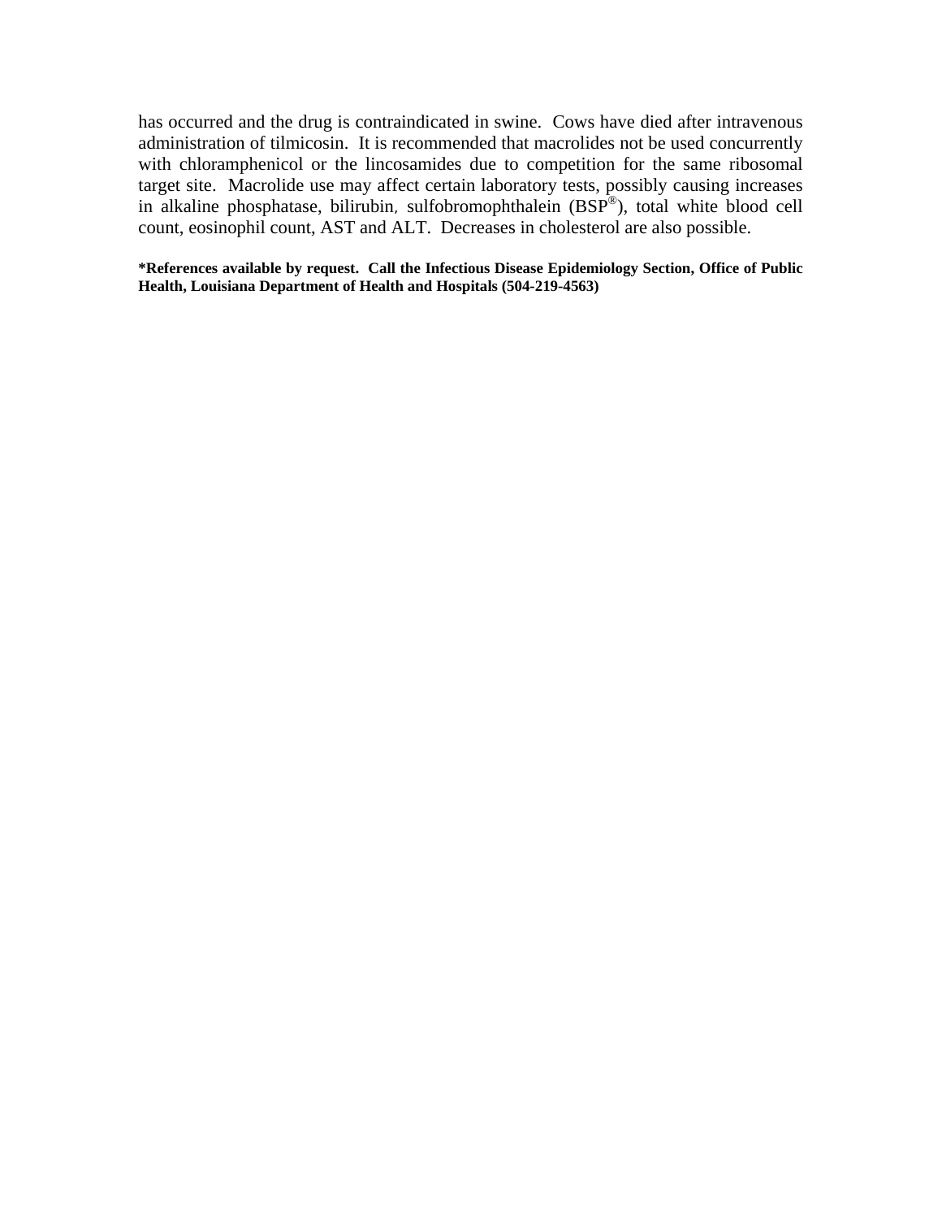has occurred and the drug is contraindicated in swine. Cows have died after intravenous administration of tilmicosin. It is recommended that macrolides not be used concurrently with chloramphenicol or the lincosamides due to competition for the same ribosomal target site. Macrolide use may affect certain laboratory tests, possibly causing increases in alkaline phosphatase, bilirubin, sulfobromophthalein (BSP®), total white blood cell count, eosinophil count, AST and ALT. Decreases in cholesterol are also possible.

**\*References available by request. Call the Infectious Disease Epidemiology Section, Office of Public Health, Louisiana Department of Health and Hospitals (504-219-4563)**